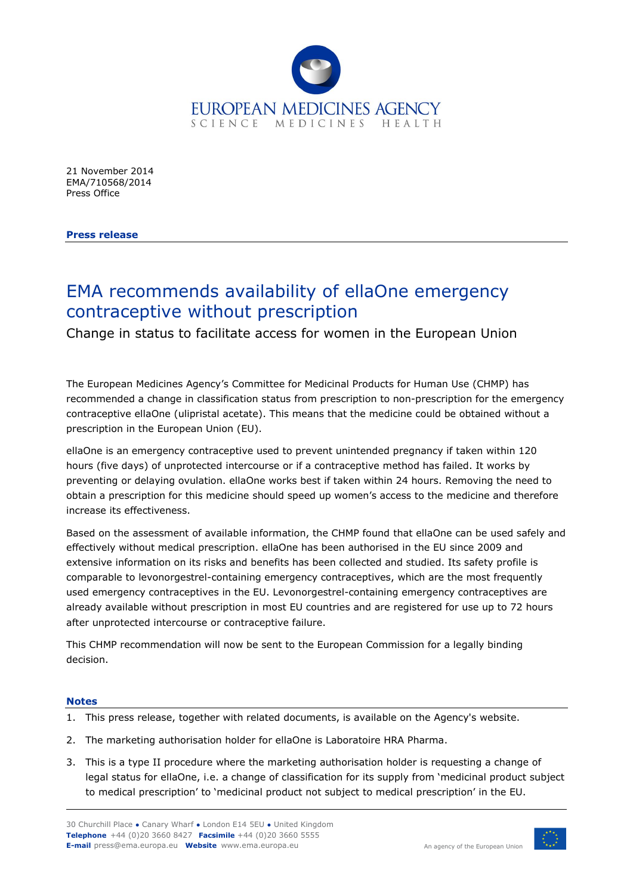21 November 2014
EMA/710568/2014
Press Office

**Press release**

# EMA recommends availability of ellaOne emergency contraceptive without prescription

## Change in status to facilitate access for women in the European Union

The European Medicines Agency's Committee for Medicinal Products for Human Use (CHMP) has recommended a change in classification status from prescription to non-prescription for the emergency contraceptive ellaOne (ulipristal acetate). This means that the medicine could be obtained without a prescription in the European Union (EU).

ellaOne is an emergency contraceptive used to prevent unintended pregnancy if taken within 120 hours (five days) of unprotected intercourse or if a contraceptive method has failed. It works by preventing or delaying ovulation. ellaOne works best if taken within 24 hours. Removing the need to obtain a prescription for this medicine should speed up women's access to the medicine and therefore increase its effectiveness.

Based on the assessment of available information, the CHMP found that ellaOne can be used safely and effectively without medical prescription. ellaOne has been authorised in the EU since 2009 and extensive information on its risks and benefits has been collected and studied. Its safety profile is comparable to levonorgestrel-containing emergency contraceptives, which are the most frequently used emergency contraceptives in the EU. Levonorgestrel-containing emergency contraceptives are already available without prescription in most EU countries and are registered for use up to 72 hours after unprotected intercourse or contraceptive failure.

This CHMP recommendation will now be sent to the European Commission for a legally binding decision.

**Notes**

1. This press release, together with related documents, is available on the Agency's website.
2. The marketing authorisation holder for ellaOne is Laboratoire HRA Pharma.
3. This is a type II procedure where the marketing authorisation holder is requesting a change of legal status for ellaOne, i.e. a change of classification for its supply from 'medicinal product subject to medical prescription' to 'medicinal product not subject to medical prescription' in the EU.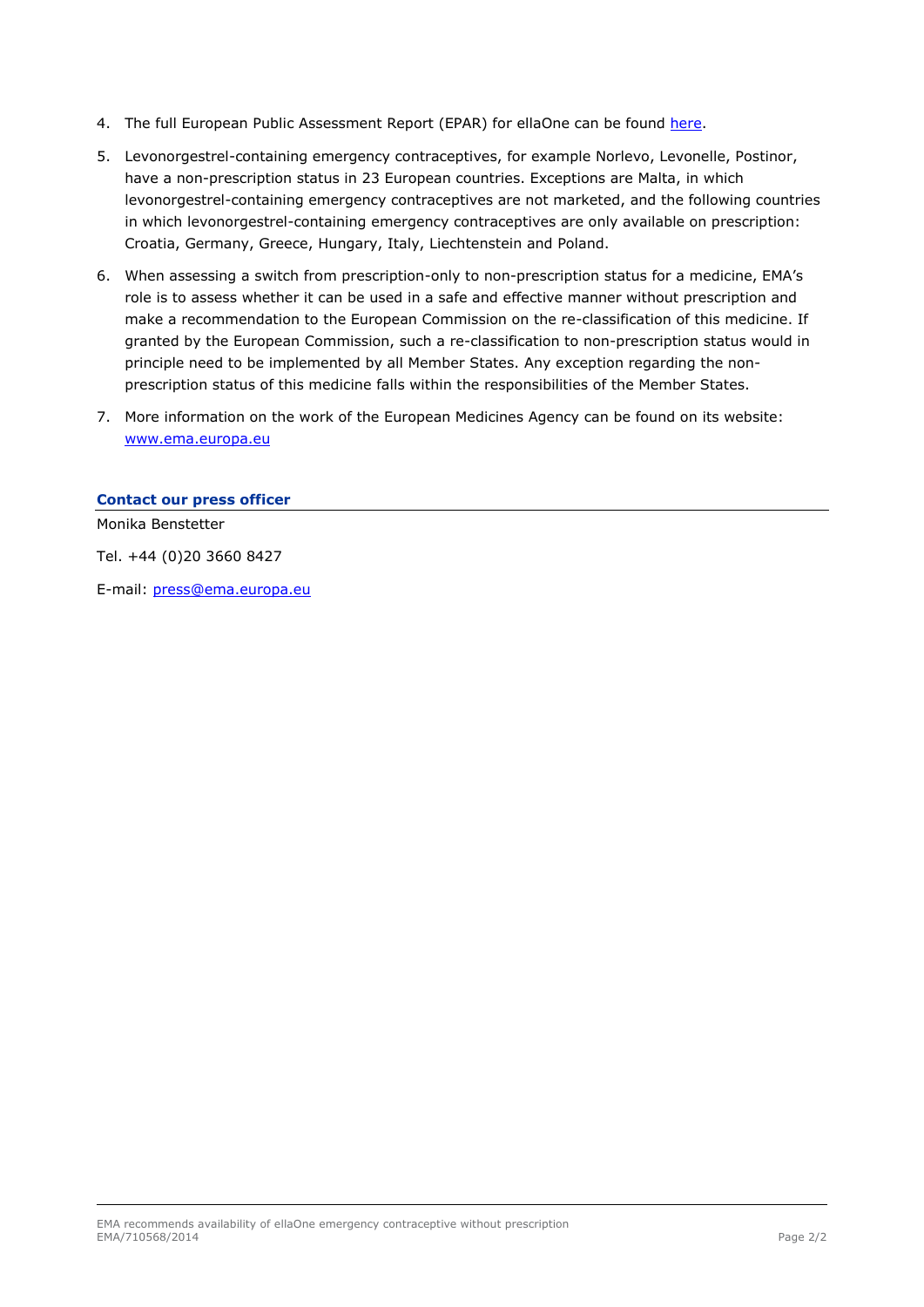4. The full European Public Assessment Report (EPAR) for ellaOne can be found [here](#).

5. Levonorgestrel-containing emergency contraceptives, for example Norlevo, Levonelle, Postinor, have a non-prescription status in 23 European countries. Exceptions are Malta, in which levonorgestrel-containing emergency contraceptives are not marketed, and the following countries in which levonorgestrel-containing emergency contraceptives are only available on prescription: Croatia, Germany, Greece, Hungary, Italy, Liechtenstein and Poland.

6. When assessing a switch from prescription-only to non-prescription status for a medicine, EMA's role is to assess whether it can be used in a safe and effective manner without prescription and make a recommendation to the European Commission on the re-classification of this medicine. If granted by the European Commission, such a re-classification to non-prescription status would in principle need to be implemented by all Member States. Any exception regarding the non-prescription status of this medicine falls within the responsibilities of the Member States.

7. More information on the work of the European Medicines Agency can be found on its website: [www.ema.europa.eu](http://www.ema.europa.eu)

**Contact our press officer**

Monika Benstetter

Tel. +44 (0)20 3660 8427

E-mail: [press@ema.europa.eu](mailto:press@ema.europa.eu)